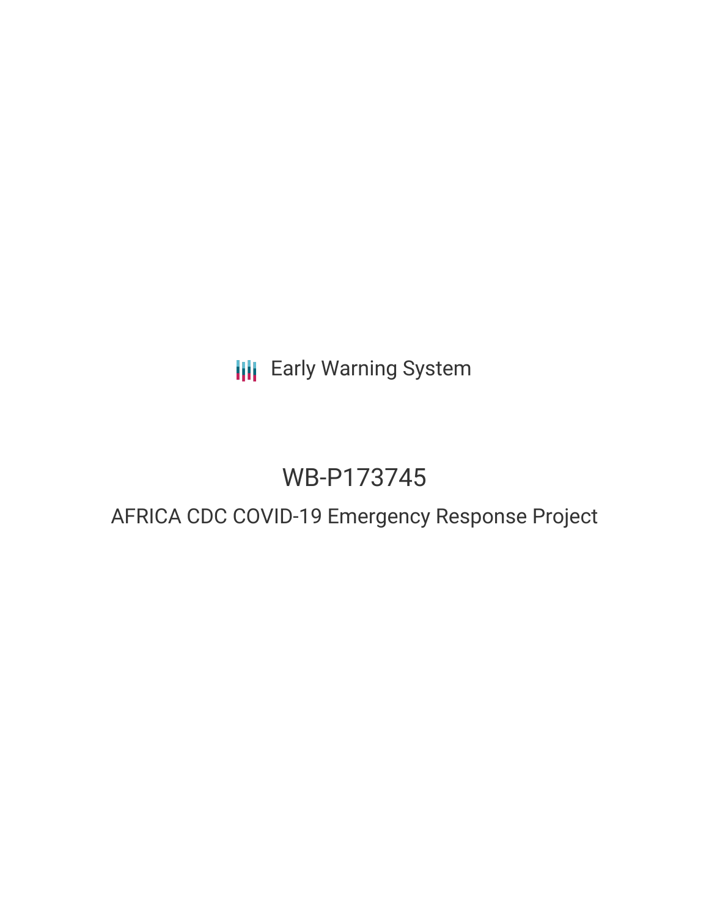Early Warning System

# WB-P173745

## AFRICA CDC COVID-19 Emergency Response Project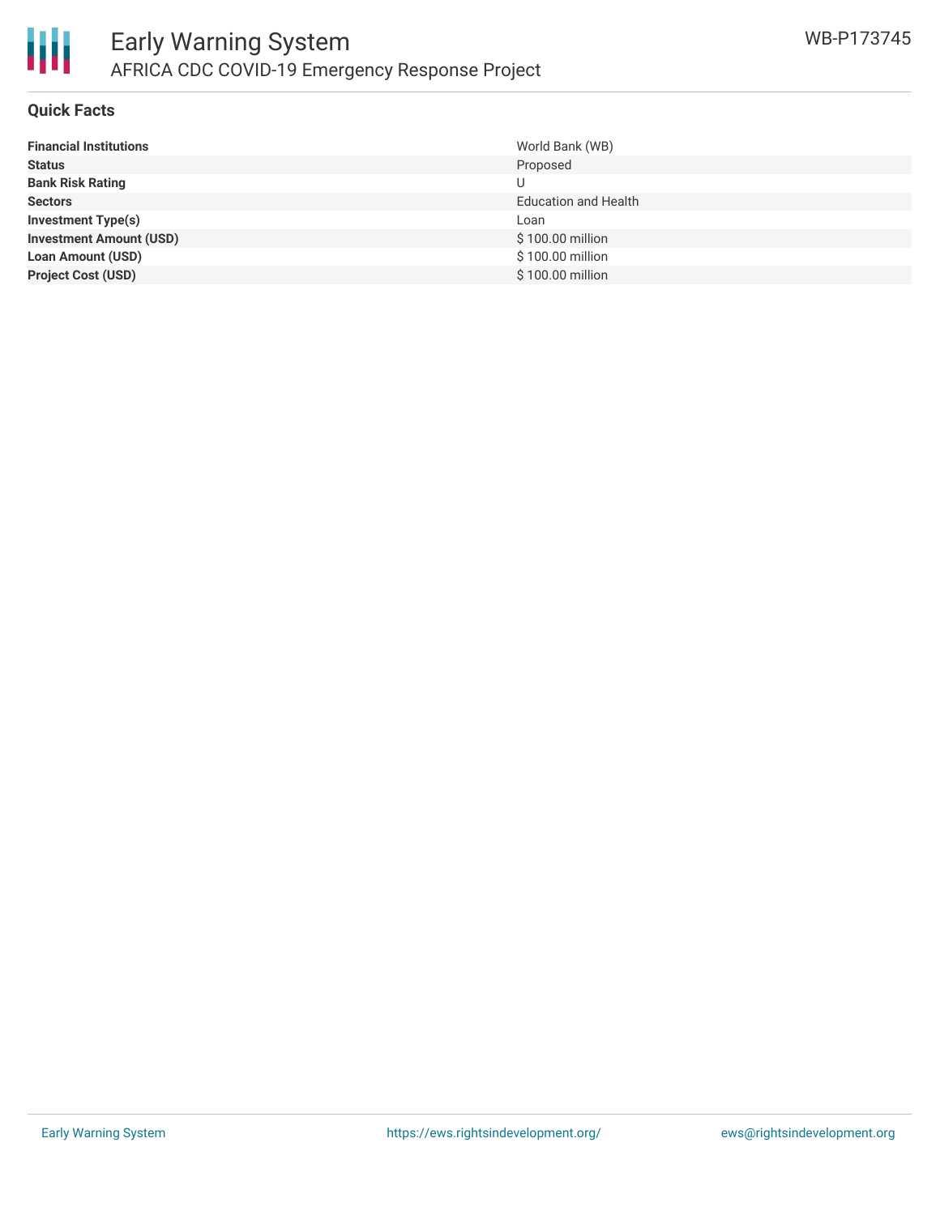## Quick Facts

| | |
|---|---|
| **Financial Institutions** | World Bank (WB) |
| **Status** | Proposed |
| **Bank Risk Rating** | U |
| **Sectors** | Education and Health |
| **Investment Type(s)** | Loan |
| **Investment Amount (USD)** | $ 100.00 million |
| **Loan Amount (USD)** | $ 100.00 million |
| **Project Cost (USD)** | $ 100.00 million |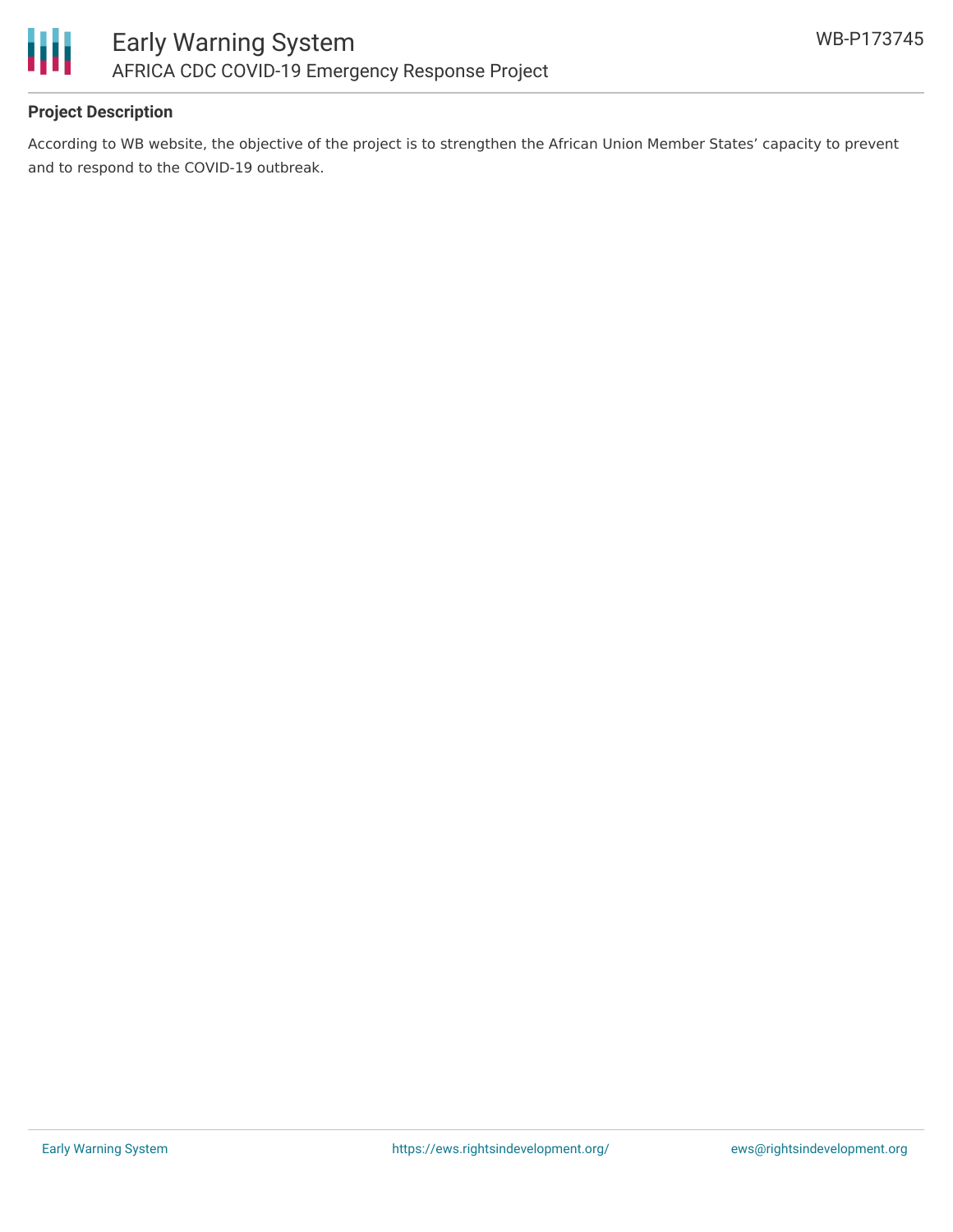**Project Description**

According to WB website, the objective of the project is to strengthen the African Union Member States' capacity to prevent and to respond to the COVID-19 outbreak.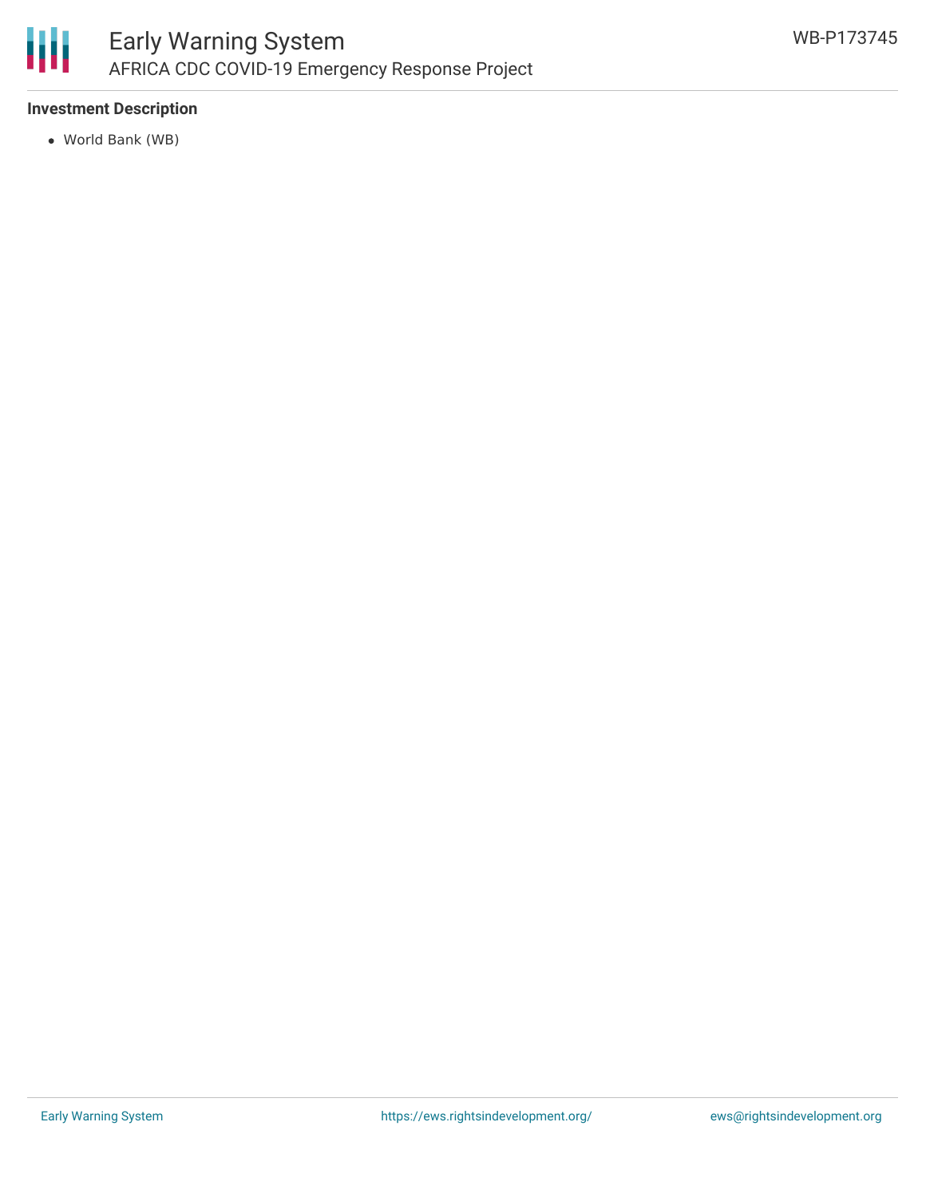#### Investment Description

- World Bank (WB)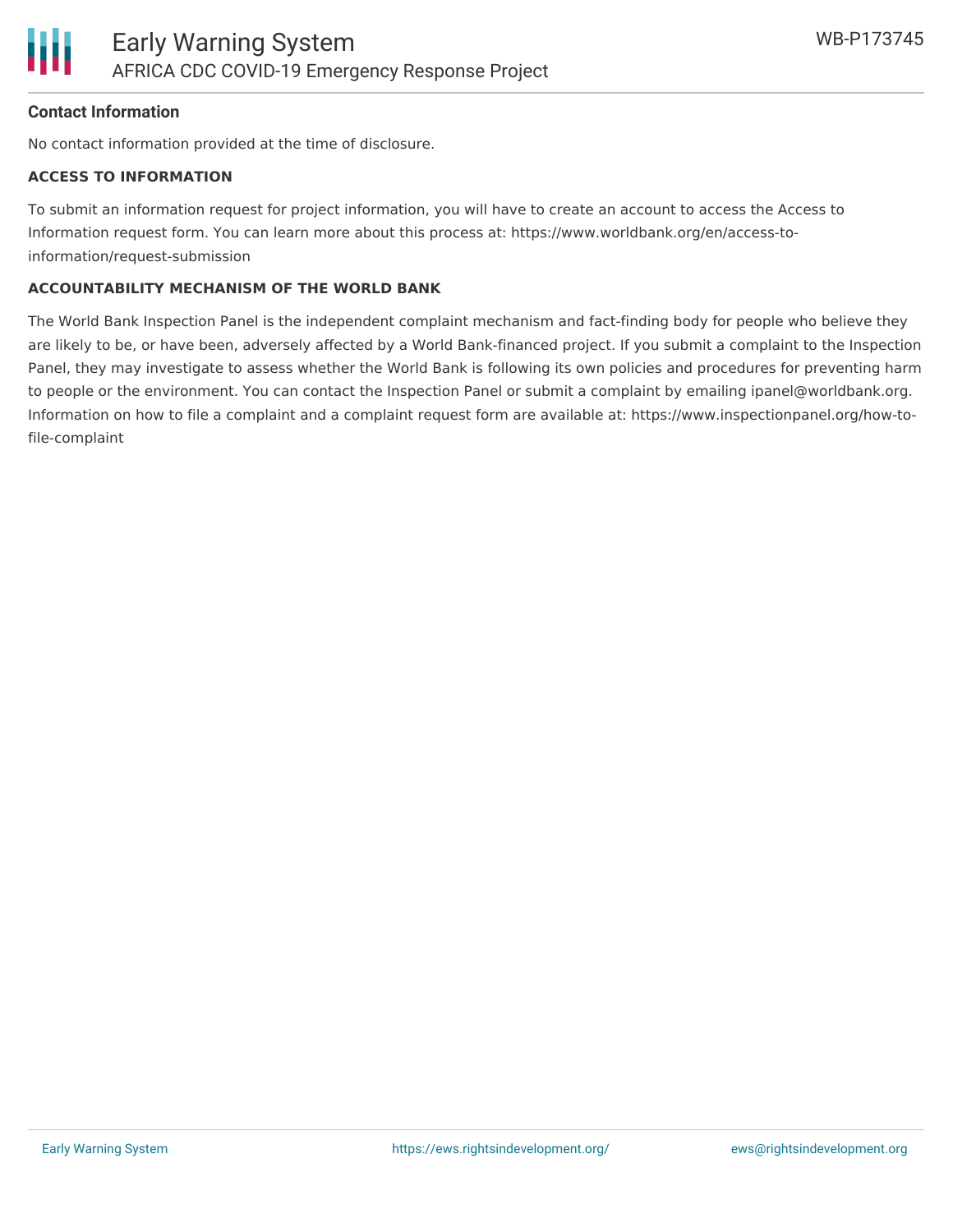**Contact Information**

No contact information provided at the time of disclosure.

**ACCESS TO INFORMATION**

To submit an information request for project information, you will have to create an account to access the Access to Information request form. You can learn more about this process at: https://www.worldbank.org/en/access-to-information/request-submission

**ACCOUNTABILITY MECHANISM OF THE WORLD BANK**

The World Bank Inspection Panel is the independent complaint mechanism and fact-finding body for people who believe they are likely to be, or have been, adversely affected by a World Bank-financed project. If you submit a complaint to the Inspection Panel, they may investigate to assess whether the World Bank is following its own policies and procedures for preventing harm to people or the environment. You can contact the Inspection Panel or submit a complaint by emailing ipanel@worldbank.org. Information on how to file a complaint and a complaint request form are available at: https://www.inspectionpanel.org/how-to-file-complaint